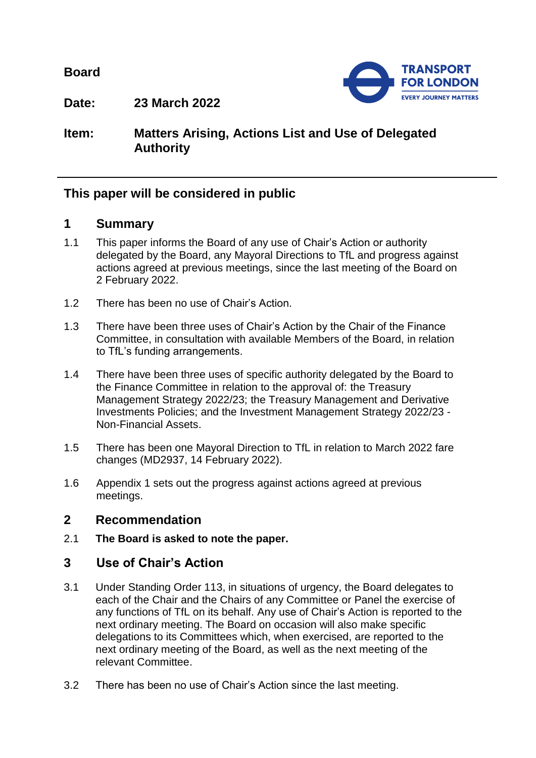**Board**

**Date:** **23 March 2022**

**Item:** **Matters Arising, Actions List and Use of Delegated Authority**

---

## This paper will be considered in public

## 1 Summary

1.1 This paper informs the Board of any use of Chair's Action or authority delegated by the Board, any Mayoral Directions to TfL and progress against actions agreed at previous meetings, since the last meeting of the Board on 2 February 2022.

1.2 There has been no use of Chair's Action.

1.3 There have been three uses of Chair's Action by the Chair of the Finance Committee, in consultation with available Members of the Board, in relation to TfL's funding arrangements.

1.4 There have been three uses of specific authority delegated by the Board to the Finance Committee in relation to the approval of: the Treasury Management Strategy 2022/23; the Treasury Management and Derivative Investments Policies; and the Investment Management Strategy 2022/23 - Non-Financial Assets.

1.5 There has been one Mayoral Direction to TfL in relation to March 2022 fare changes (MD2937, 14 February 2022).

1.6 Appendix 1 sets out the progress against actions agreed at previous meetings.

## 2 Recommendation

2.1 **The Board is asked to note the paper.**

## 3 Use of Chair's Action

3.1 Under Standing Order 113, in situations of urgency, the Board delegates to each of the Chair and the Chairs of any Committee or Panel the exercise of any functions of TfL on its behalf. Any use of Chair's Action is reported to the next ordinary meeting. The Board on occasion will also make specific delegations to its Committees which, when exercised, are reported to the next ordinary meeting of the Board, as well as the next meeting of the relevant Committee.

3.2 There has been no use of Chair's Action since the last meeting.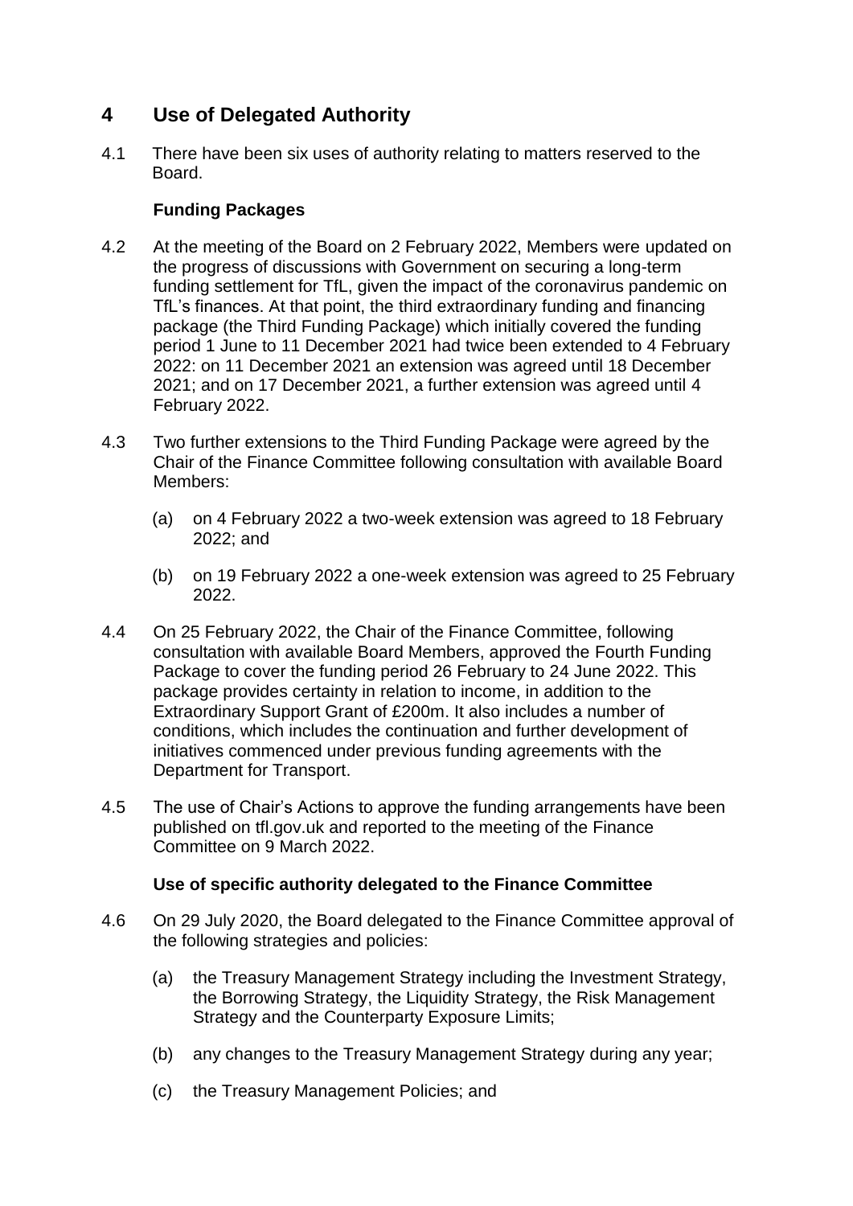## 4 Use of Delegated Authority

4.1 There have been six uses of authority relating to matters reserved to the Board.

**Funding Packages**

4.2 At the meeting of the Board on 2 February 2022, Members were updated on the progress of discussions with Government on securing a long-term funding settlement for TfL, given the impact of the coronavirus pandemic on TfL's finances. At that point, the third extraordinary funding and financing package (the Third Funding Package) which initially covered the funding period 1 June to 11 December 2021 had twice been extended to 4 February 2022: on 11 December 2021 an extension was agreed until 18 December 2021; and on 17 December 2021, a further extension was agreed until 4 February 2022.

4.3 Two further extensions to the Third Funding Package were agreed by the Chair of the Finance Committee following consultation with available Board Members:

(a) on 4 February 2022 a two-week extension was agreed to 18 February 2022; and

(b) on 19 February 2022 a one-week extension was agreed to 25 February 2022.

4.4 On 25 February 2022, the Chair of the Finance Committee, following consultation with available Board Members, approved the Fourth Funding Package to cover the funding period 26 February to 24 June 2022. This package provides certainty in relation to income, in addition to the Extraordinary Support Grant of £200m. It also includes a number of conditions, which includes the continuation and further development of initiatives commenced under previous funding agreements with the Department for Transport.

4.5 The use of Chair's Actions to approve the funding arrangements have been published on tfl.gov.uk and reported to the meeting of the Finance Committee on 9 March 2022.

**Use of specific authority delegated to the Finance Committee**

4.6 On 29 July 2020, the Board delegated to the Finance Committee approval of the following strategies and policies:

(a) the Treasury Management Strategy including the Investment Strategy, the Borrowing Strategy, the Liquidity Strategy, the Risk Management Strategy and the Counterparty Exposure Limits;

(b) any changes to the Treasury Management Strategy during any year;

(c) the Treasury Management Policies; and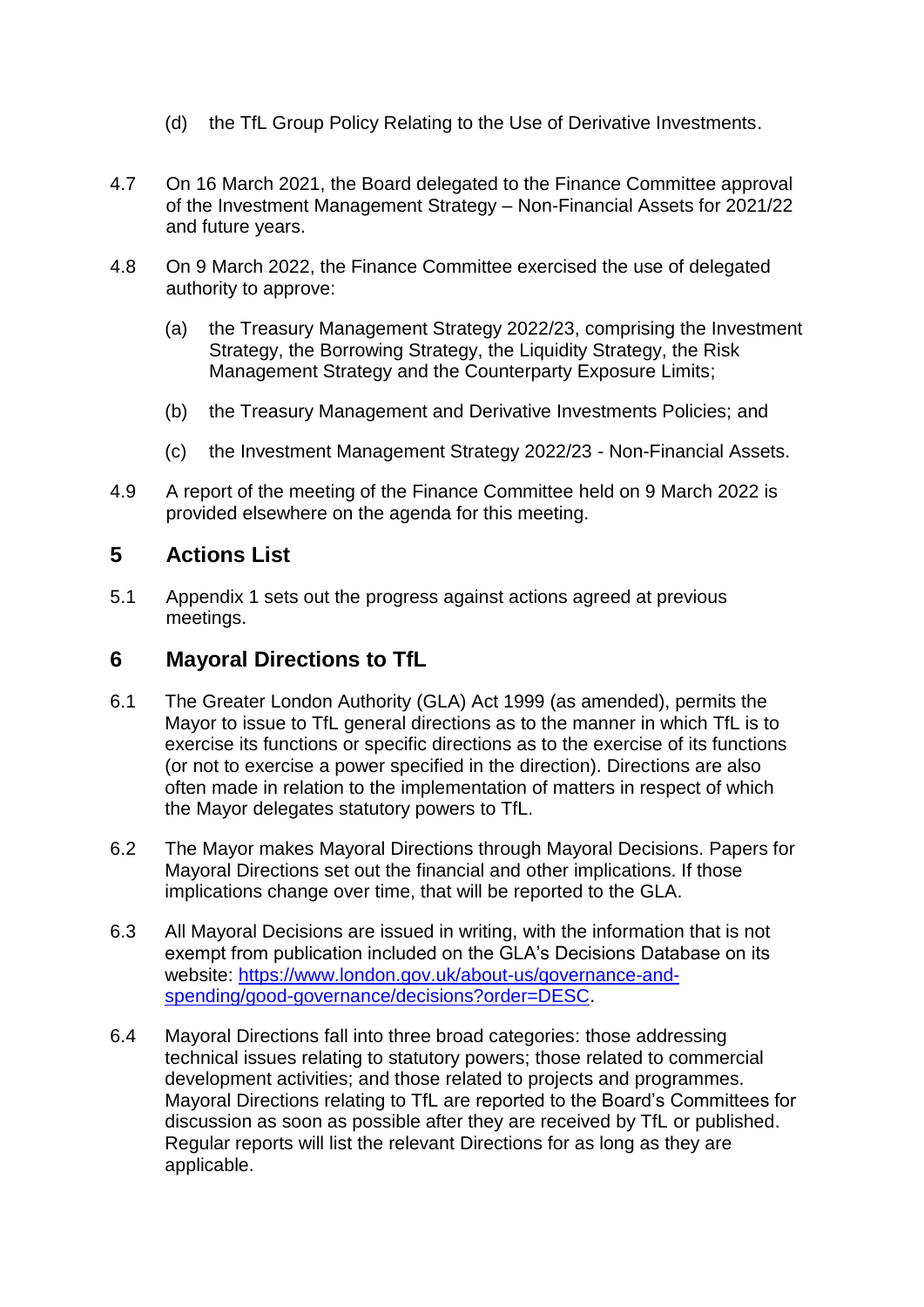(d) the TfL Group Policy Relating to the Use of Derivative Investments.

4.7 On 16 March 2021, the Board delegated to the Finance Committee approval of the Investment Management Strategy – Non-Financial Assets for 2021/22 and future years.

4.8 On 9 March 2022, the Finance Committee exercised the use of delegated authority to approve:

(a) the Treasury Management Strategy 2022/23, comprising the Investment Strategy, the Borrowing Strategy, the Liquidity Strategy, the Risk Management Strategy and the Counterparty Exposure Limits;

(b) the Treasury Management and Derivative Investments Policies; and

(c) the Investment Management Strategy 2022/23 - Non-Financial Assets.

4.9 A report of the meeting of the Finance Committee held on 9 March 2022 is provided elsewhere on the agenda for this meeting.

## 5 Actions List

5.1 Appendix 1 sets out the progress against actions agreed at previous meetings.

## 6 Mayoral Directions to TfL

6.1 The Greater London Authority (GLA) Act 1999 (as amended), permits the Mayor to issue to TfL general directions as to the manner in which TfL is to exercise its functions or specific directions as to the exercise of its functions (or not to exercise a power specified in the direction). Directions are also often made in relation to the implementation of matters in respect of which the Mayor delegates statutory powers to TfL.

6.2 The Mayor makes Mayoral Directions through Mayoral Decisions. Papers for Mayoral Directions set out the financial and other implications. If those implications change over time, that will be reported to the GLA.

6.3 All Mayoral Decisions are issued in writing, with the information that is not exempt from publication included on the GLA's Decisions Database on its website: [https://www.london.gov.uk/about-us/governance-and-spending/good-governance/decisions?order=DESC](https://www.london.gov.uk/about-us/governance-and-spending/good-governance/decisions?order=DESC).

6.4 Mayoral Directions fall into three broad categories: those addressing technical issues relating to statutory powers; those related to commercial development activities; and those related to projects and programmes. Mayoral Directions relating to TfL are reported to the Board's Committees for discussion as soon as possible after they are received by TfL or published. Regular reports will list the relevant Directions for as long as they are applicable.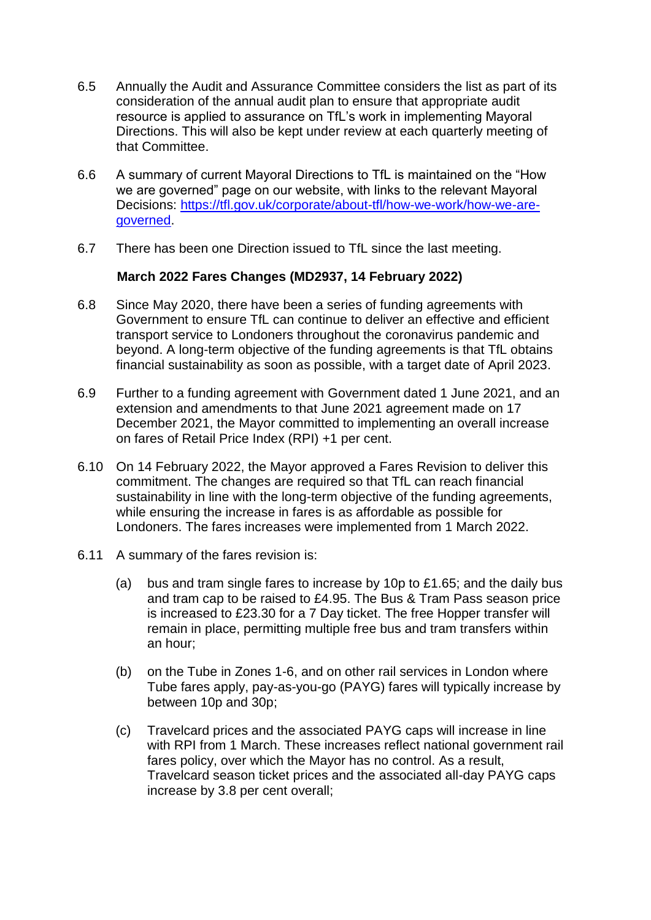6.5 Annually the Audit and Assurance Committee considers the list as part of its consideration of the annual audit plan to ensure that appropriate audit resource is applied to assurance on TfL's work in implementing Mayoral Directions. This will also be kept under review at each quarterly meeting of that Committee.

6.6 A summary of current Mayoral Directions to TfL is maintained on the "How we are governed" page on our website, with links to the relevant Mayoral Decisions: [https://tfl.gov.uk/corporate/about-tfl/how-we-work/how-we-are-governed](https://tfl.gov.uk/corporate/about-tfl/how-we-work/how-we-are-governed).

6.7 There has been one Direction issued to TfL since the last meeting.

**March 2022 Fares Changes (MD2937, 14 February 2022)**

6.8 Since May 2020, there have been a series of funding agreements with Government to ensure TfL can continue to deliver an effective and efficient transport service to Londoners throughout the coronavirus pandemic and beyond. A long-term objective of the funding agreements is that TfL obtains financial sustainability as soon as possible, with a target date of April 2023.

6.9 Further to a funding agreement with Government dated 1 June 2021, and an extension and amendments to that June 2021 agreement made on 17 December 2021, the Mayor committed to implementing an overall increase on fares of Retail Price Index (RPI) +1 per cent.

6.10 On 14 February 2022, the Mayor approved a Fares Revision to deliver this commitment. The changes are required so that TfL can reach financial sustainability in line with the long-term objective of the funding agreements, while ensuring the increase in fares is as affordable as possible for Londoners. The fares increases were implemented from 1 March 2022.

6.11 A summary of the fares revision is:

(a) bus and tram single fares to increase by 10p to £1.65; and the daily bus and tram cap to be raised to £4.95. The Bus & Tram Pass season price is increased to £23.30 for a 7 Day ticket. The free Hopper transfer will remain in place, permitting multiple free bus and tram transfers within an hour;

(b) on the Tube in Zones 1-6, and on other rail services in London where Tube fares apply, pay-as-you-go (PAYG) fares will typically increase by between 10p and 30p;

(c) Travelcard prices and the associated PAYG caps will increase in line with RPI from 1 March. These increases reflect national government rail fares policy, over which the Mayor has no control. As a result, Travelcard season ticket prices and the associated all-day PAYG caps increase by 3.8 per cent overall;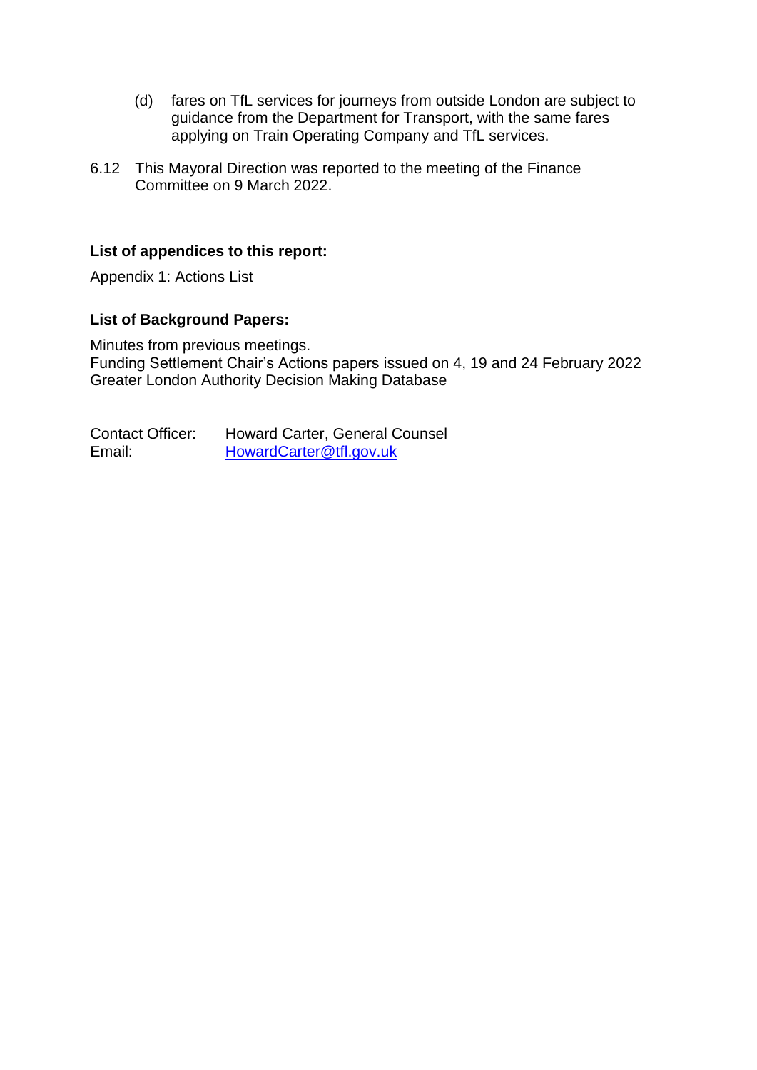(d) fares on TfL services for journeys from outside London are subject to guidance from the Department for Transport, with the same fares applying on Train Operating Company and TfL services.

6.12 This Mayoral Direction was reported to the meeting of the Finance Committee on 9 March 2022.

**List of appendices to this report:**

Appendix 1: Actions List

**List of Background Papers:**

Minutes from previous meetings.
Funding Settlement Chair's Actions papers issued on 4, 19 and 24 February 2022
Greater London Authority Decision Making Database

Contact Officer: Howard Carter, General Counsel
Email: HowardCarter@tfl.gov.uk